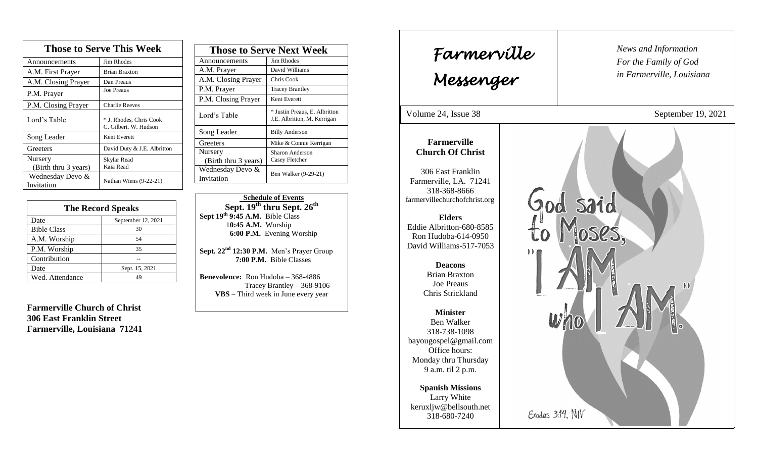## Those to Serve This Week

| Those to Serve This Week | |
|---|---|
| Announcements | Jim Rhodes |
| A.M. First Prayer | Brian Braxton |
| A.M. Closing Prayer | Dan Preaus |
| P.M. Prayer | Joe Preaus |
| P.M. Closing Prayer | Charlie Reeves |
| Lord's Table | * J. Rhodes, Chris Cook C. Gilbert, W. Hudson |
| Song Leader | Kent Everett |
| Greeters | David Duty & J.E. Albritton |
| Nursery (Birth thru 3 years) | Skylar Read Kaia Read |
| Wednesday Devo & Invitation | Nathan Wiens (9-22-21) |

## The Record Speaks

| Date | September 12, 2021 |
|---|---|
| Bible Class | 30 |
| A.M. Worship | 54 |
| P.M. Worship | 35 |
| Contribution | -- |
| Date | Sept. 15, 2021 |
| Wed. Attendance | 49 |

**Farmerville Church of Christ**
**306 East Franklin Street**
**Farmerville, Louisiana 71241**

## Those to Serve Next Week

| Those to Serve Next Week | |
|---|---|
| Announcements | Jim Rhodes |
| A.M. Prayer | David Williams |
| A.M. Closing Prayer | Chris Cook |
| P.M. Prayer | Tracey Brantley |
| P.M. Closing Prayer | Kent Everett |
| Lord's Table | * Justin Preaus, E. Albritton J.E. Albritton, M. Kerrigan |
| Song Leader | Billy Anderson |
| Greeters | Mike & Connie Kerrigan |
| Nursery (Birth thru 3 years) | Sharon Anderson Casey Fletcher |
| Wednesday Devo & Invitation | Ben Walker (9-29-21) |

**Schedule of Events**
**Sept. 19th thru Sept. 26th**

**Sept 19th 9:45 A.M.** Bible Class
**10:45 A.M.** Worship
**6:00 P.M.** Evening Worship

**Sept. 22nd 12:30 P.M.** Men's Prayer Group
**7:00 P.M.** Bible Classes

**Benevolence:** Ron Hudoba – 368-4886
Tracey Brantley – 368-9106
**VBS** – Third week in June every year

# Farmerville Messenger

*News and Information*
*For the Family of God*
*in Farmerville, Louisiana*

Volume 24, Issue 38 — September 19, 2021

**Farmerville Church Of Christ**

306 East Franklin
Farmerville, LA. 71241
318-368-8666
farmervillechurchofchrist.org

**Elders**
Eddie Albritton-680-8585
Ron Hudoba-614-0950
David Williams-517-7053

**Deacons**
Brian Braxton
Joe Preaus
Chris Strickland

**Minister**
Ben Walker
318-738-1098
bayougospel@gmail.com
Office hours:
Monday thru Thursday
9 a.m. til 2 p.m.

**Spanish Missions**
Larry White
keruxljw@bellsouth.net
318-680-7240

God said to Moses, "I AM who I AM."
Exodus 3:14, NIV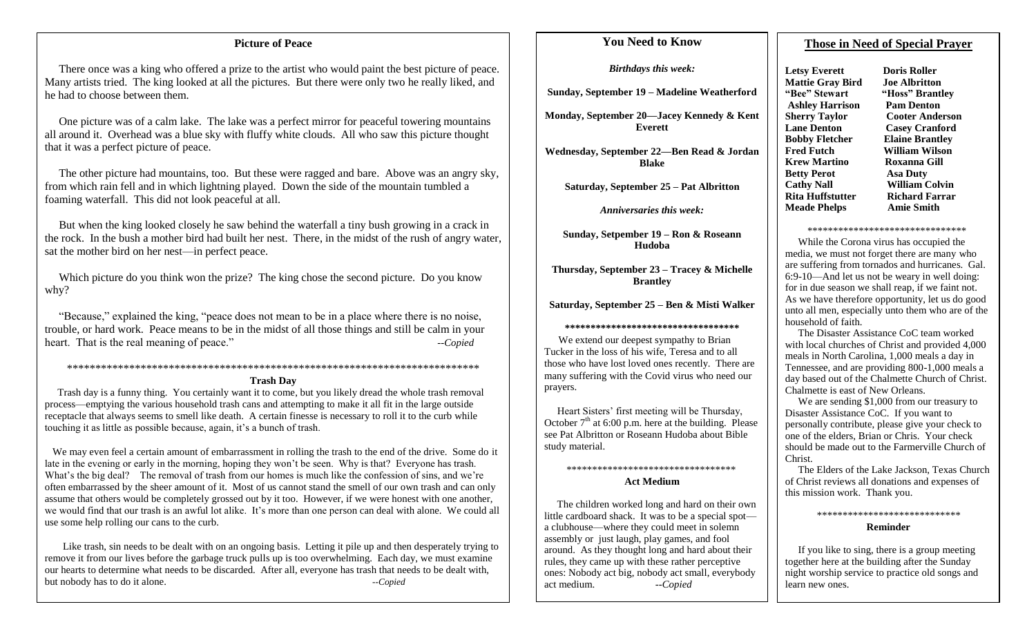## Picture of Peace

There once was a king who offered a prize to the artist who would paint the best picture of peace. Many artists tried. The king looked at all the pictures. But there were only two he really liked, and he had to choose between them.

One picture was of a calm lake. The lake was a perfect mirror for peaceful towering mountains all around it. Overhead was a blue sky with fluffy white clouds. All who saw this picture thought that it was a perfect picture of peace.

The other picture had mountains, too. But these were ragged and bare. Above was an angry sky, from which rain fell and in which lightning played. Down the side of the mountain tumbled a foaming waterfall. This did not look peaceful at all.

But when the king looked closely he saw behind the waterfall a tiny bush growing in a crack in the rock. In the bush a mother bird had built her nest. There, in the midst of the rush of angry water, sat the mother bird on her nest—in perfect peace.

Which picture do you think won the prize? The king chose the second picture. Do you know why?

"Because," explained the king, "peace does not mean to be in a place where there is no noise, trouble, or hard work. Peace means to be in the midst of all those things and still be calm in your heart. That is the real meaning of peace." *--Copied*

*****************************************************************************

## Trash Day

Trash day is a funny thing. You certainly want it to come, but you likely dread the whole trash removal process—emptying the various household trash cans and attempting to make it all fit in the large outside receptacle that always seems to smell like death. A certain finesse is necessary to roll it to the curb while touching it as little as possible because, again, it's a bunch of trash.

We may even feel a certain amount of embarrassment in rolling the trash to the end of the drive. Some do it late in the evening or early in the morning, hoping they won't be seen. Why is that? Everyone has trash. What's the big deal? The removal of trash from our homes is much like the confession of sins, and we're often embarrassed by the sheer amount of it. Most of us cannot stand the smell of our own trash and can only assume that others would be completely grossed out by it too. However, if we were honest with one another, we would find that our trash is an awful lot alike. It's more than one person can deal with alone. We could all use some help rolling our cans to the curb.

Like trash, sin needs to be dealt with on an ongoing basis. Letting it pile up and then desperately trying to remove it from our lives before the garbage truck pulls up is too overwhelming. Each day, we must examine our hearts to determine what needs to be discarded. After all, everyone has trash that needs to be dealt with, but nobody has to do it alone. *--Copied*

## You Need to Know

*Birthdays this week:*

**Sunday, September 19 – Madeline Weatherford**

**Monday, September 20—Jacey Kennedy & Kent Everett**

**Wednesday, September 22—Ben Read & Jordan Blake**

**Saturday, September 25 – Pat Albritton**

*Anniversaries this week:*

**Sunday, Setpember 19 – Ron & Roseann Hudoba**

**Thursday, September 23 – Tracey & Michelle Brantley**

**Saturday, September 25 – Ben & Misti Walker**

**************************************

We extend our deepest sympathy to Brian Tucker in the loss of his wife, Teresa and to all those who have lost loved ones recently. There are many suffering with the Covid virus who need our prayers.

Heart Sisters' first meeting will be Thursday, October 7th at 6:00 p.m. here at the building. Please see Pat Albritton or Roseann Hudoba about Bible study material.

**********************************

## Act Medium

The children worked long and hard on their own little cardboard shack. It was to be a special spot—a clubhouse—where they could meet in solemn assembly or just laugh, play games, and fool around. As they thought long and hard about their rules, they came up with these rather perceptive ones: Nobody act big, nobody act small, everybody act medium. *--Copied*

## Those in Need of Special Prayer

| | |
|---|---|
| **Letsy Everett** | **Doris Roller** |
| **Mattie Gray Bird** | **Joe Albritton** |
| **"Bee" Stewart** | **"Hoss" Brantley** |
| **Ashley Harrison** | **Pam Denton** |
| **Sherry Taylor** | **Cooter Anderson** |
| **Lane Denton** | **Casey Cranford** |
| **Bobby Fletcher** | **Elaine Brantley** |
| **Fred Futch** | **William Wilson** |
| **Krew Martino** | **Roxanna Gill** |
| **Betty Perot** | **Asa Duty** |
| **Cathy Nall** | **William Colvin** |
| **Rita Huffstutter** | **Richard Farrar** |
| **Meade Phelps** | **Amie Smith** |

*******************************

While the Corona virus has occupied the media, we must not forget there are many who are suffering from tornados and hurricanes. Gal. 6:9-10—And let us not be weary in well doing: for in due season we shall reap, if we faint not. As we have therefore opportunity, let us do good unto all men, especially unto them who are of the household of faith.

The Disaster Assistance CoC team worked with local churches of Christ and provided 4,000 meals in North Carolina, 1,000 meals a day in Tennessee, and are providing 800-1,000 meals a day based out of the Chalmette Church of Christ. Chalmette is east of New Orleans.

We are sending $1,000 from our treasury to Disaster Assistance CoC. If you want to personally contribute, please give your check to one of the elders, Brian or Chris. Your check should be made out to the Farmerville Church of Christ.

The Elders of the Lake Jackson, Texas Church of Christ reviews all donations and expenses of this mission work. Thank you.

****************************

## Reminder

If you like to sing, there is a group meeting together here at the building after the Sunday night worship service to practice old songs and learn new ones.